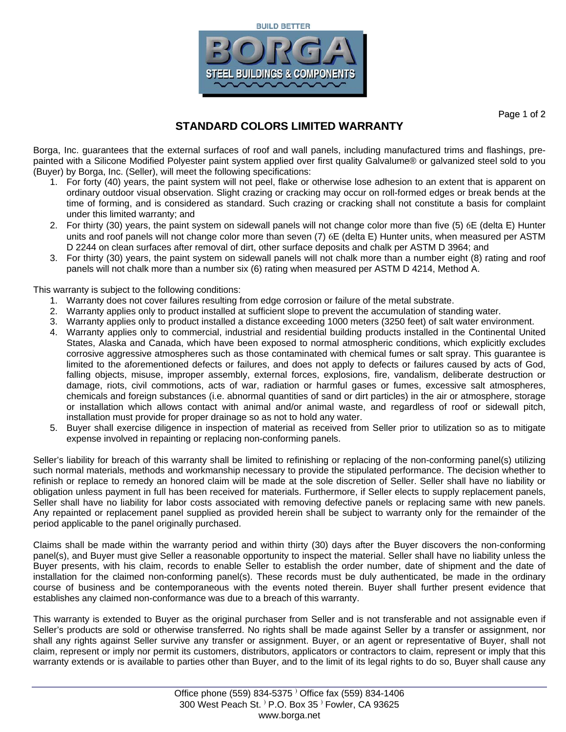BUILD BETTER

**BORGA**

**STEEL BUILDINGS & COMPONENTS**

# STANDARD COLORS LIMITED WARRANTY

Borga, Inc. guarantees that the external surfaces of roof and wall panels, including manufactured trims and flashings, pre-painted with a Silicone Modified Polyester paint system applied over first quality Galvalume® or galvanized steel sold to you (Buyer) by Borga, Inc. (Seller), will meet the following specifications:

1. For forty (40) years, the paint system will not peel, flake or otherwise lose adhesion to an extent that is apparent on ordinary outdoor visual observation. Slight crazing or cracking may occur on roll-formed edges or break bends at the time of forming, and is considered as standard. Such crazing or cracking shall not constitute a basis for complaint under this limited warranty; and
2. For thirty (30) years, the paint system on sidewall panels will not change color more than five (5) ΔE (delta E) Hunter units and roof panels will not change color more than seven (7) ΔE (delta E) Hunter units, when measured per ASTM D 2244 on clean surfaces after removal of dirt, other surface deposits and chalk per ASTM D 3964; and
3. For thirty (30) years, the paint system on sidewall panels will not chalk more than a number eight (8) rating and roof panels will not chalk more than a number six (6) rating when measured per ASTM D 4214, Method A.

This warranty is subject to the following conditions:

1. Warranty does not cover failures resulting from edge corrosion or failure of the metal substrate.
2. Warranty applies only to product installed at sufficient slope to prevent the accumulation of standing water.
3. Warranty applies only to product installed a distance exceeding 1000 meters (3250 feet) of salt water environment.
4. Warranty applies only to commercial, industrial and residential building products installed in the Continental United States, Alaska and Canada, which have been exposed to normal atmospheric conditions, which explicitly excludes corrosive aggressive atmospheres such as those contaminated with chemical fumes or salt spray. This guarantee is limited to the aforementioned defects or failures, and does not apply to defects or failures caused by acts of God, falling objects, misuse, improper assembly, external forces, explosions, fire, vandalism, deliberate destruction or damage, riots, civil commotions, acts of war, radiation or harmful gases or fumes, excessive salt atmospheres, chemicals and foreign substances (i.e. abnormal quantities of sand or dirt particles) in the air or atmosphere, storage or installation which allows contact with animal and/or animal waste, and regardless of roof or sidewall pitch, installation must provide for proper drainage so as not to hold any water.
5. Buyer shall exercise diligence in inspection of material as received from Seller prior to utilization so as to mitigate expense involved in repainting or replacing non-conforming panels.

Seller's liability for breach of this warranty shall be limited to refinishing or replacing of the non-conforming panel(s) utilizing such normal materials, methods and workmanship necessary to provide the stipulated performance. The decision whether to refinish or replace to remedy an honored claim will be made at the sole discretion of Seller. Seller shall have no liability or obligation unless payment in full has been received for materials. Furthermore, if Seller elects to supply replacement panels, Seller shall have no liability for labor costs associated with removing defective panels or replacing same with new panels. Any repainted or replacement panel supplied as provided herein shall be subject to warranty only for the remainder of the period applicable to the panel originally purchased.

Claims shall be made within the warranty period and within thirty (30) days after the Buyer discovers the non-conforming panel(s), and Buyer must give Seller a reasonable opportunity to inspect the material. Seller shall have no liability unless the Buyer presents, with his claim, records to enable Seller to establish the order number, date of shipment and the date of installation for the claimed non-conforming panel(s). These records must be duly authenticated, be made in the ordinary course of business and be contemporaneous with the events noted therein. Buyer shall further present evidence that establishes any claimed non-conformance was due to a breach of this warranty.

This warranty is extended to Buyer as the original purchaser from Seller and is not transferable and not assignable even if Seller's products are sold or otherwise transferred. No rights shall be made against Seller by a transfer or assignment, nor shall any rights against Seller survive any transfer or assignment. Buyer, or an agent or representative of Buyer, shall not claim, represent or imply nor permit its customers, distributors, applicators or contractors to claim, represent or imply that this warranty extends or is available to parties other than Buyer, and to the limit of its legal rights to do so, Buyer shall cause any

Office phone (559) 834-5375 · Office fax (559) 834-1406
300 West Peach St. · P.O. Box 35 · Fowler, CA 93625
www.borga.net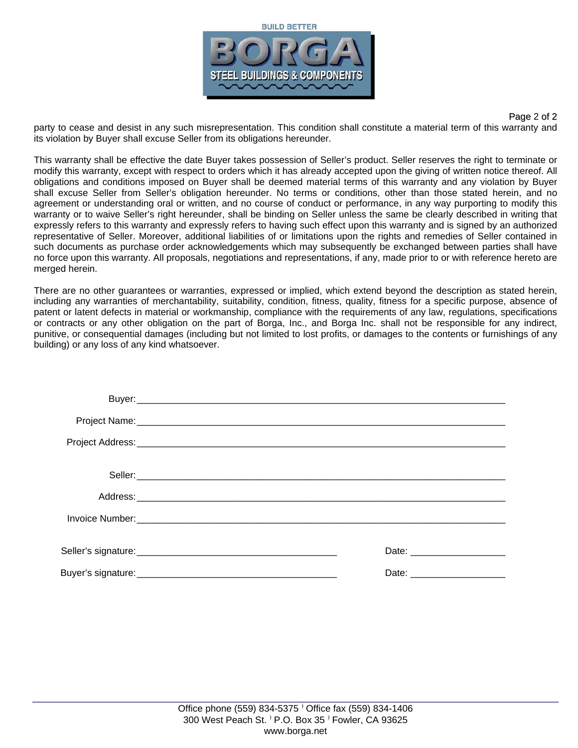party to cease and desist in any such misrepresentation. This condition shall constitute a material term of this warranty and its violation by Buyer shall excuse Seller from its obligations hereunder.

This warranty shall be effective the date Buyer takes possession of Seller's product. Seller reserves the right to terminate or modify this warranty, except with respect to orders which it has already accepted upon the giving of written notice thereof. All obligations and conditions imposed on Buyer shall be deemed material terms of this warranty and any violation by Buyer shall excuse Seller from Seller's obligation hereunder. No terms or conditions, other than those stated herein, and no agreement or understanding oral or written, and no course of conduct or performance, in any way purporting to modify this warranty or to waive Seller's right hereunder, shall be binding on Seller unless the same be clearly described in writing that expressly refers to this warranty and expressly refers to having such effect upon this warranty and is signed by an authorized representative of Seller. Moreover, additional liabilities of or limitations upon the rights and remedies of Seller contained in such documents as purchase order acknowledgements which may subsequently be exchanged between parties shall have no force upon this warranty. All proposals, negotiations and representations, if any, made prior to or with reference hereto are merged herein.

There are no other guarantees or warranties, expressed or implied, which extend beyond the description as stated herein, including any warranties of merchantability, suitability, condition, fitness, quality, fitness for a specific purpose, absence of patent or latent defects in material or workmanship, compliance with the requirements of any law, regulations, specifications or contracts or any other obligation on the part of Borga, Inc., and Borga Inc. shall not be responsible for any indirect, punitive, or consequential damages (including but not limited to lost profits, or damages to the contents or furnishings of any building) or any loss of any kind whatsoever.

Buyer: ______________________________________________________________

Project Name: ______________________________________________________________

Project Address: ______________________________________________________________

Seller: ______________________________________________________________

Address: ______________________________________________________________

Invoice Number: ______________________________________________________________

Seller's signature: ______________________________________ Date: __________________

Buyer's signature: ______________________________________ Date: __________________

Office phone (559) 834-5375 ⁾ Office fax (559) 834-1406
300 West Peach St. ⁾ P.O. Box 35 ⁾ Fowler, CA 93625
www.borga.net